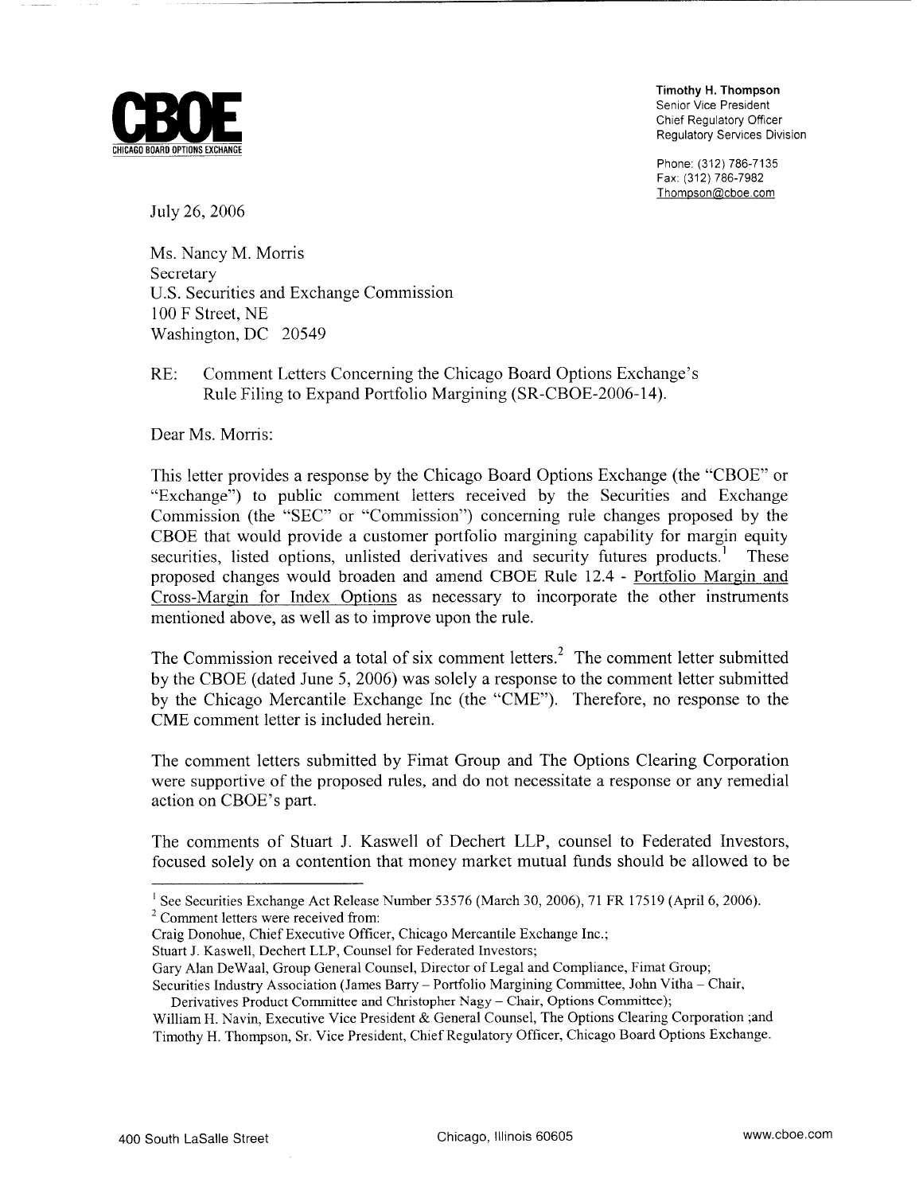**CBOE**
CHICAGO BOARD OPTIONS EXCHANGE

**Timothy H. Thompson**
Senior Vice President
Chief Regulatory Officer
Regulatory Services Division

Phone: (312) 786-7135
Fax: (312) 786-7982
Thompson@cboe.com

July 26, 2006

Ms. Nancy M. Morris
Secretary
U.S. Securities and Exchange Commission
100 F Street, NE
Washington, DC 20549

RE: Comment Letters Concerning the Chicago Board Options Exchange's Rule Filing to Expand Portfolio Margining (SR-CBOE-2006-14).

Dear Ms. Morris:

This letter provides a response by the Chicago Board Options Exchange (the "CBOE" or "Exchange") to public comment letters received by the Securities and Exchange Commission (the "SEC" or "Commission") concerning rule changes proposed by the CBOE that would provide a customer portfolio margining capability for margin equity securities, listed options, unlisted derivatives and security futures products.[1] These proposed changes would broaden and amend CBOE Rule 12.4 - Portfolio Margin and Cross-Margin for Index Options as necessary to incorporate the other instruments mentioned above, as well as to improve upon the rule.

The Commission received a total of six comment letters.[2] The comment letter submitted by the CBOE (dated June 5, 2006) was solely a response to the comment letter submitted by the Chicago Mercantile Exchange Inc (the "CME"). Therefore, no response to the CME comment letter is included herein.

The comment letters submitted by Fimat Group and The Options Clearing Corporation were supportive of the proposed rules, and do not necessitate a response or any remedial action on CBOE's part.

The comments of Stuart J. Kaswell of Dechert LLP, counsel to Federated Investors, focused solely on a contention that money market mutual funds should be allowed to be

---

[1] See Securities Exchange Act Release Number 53576 (March 30, 2006), 71 FR 17519 (April 6, 2006).

[2] Comment letters were received from:
Craig Donohue, Chief Executive Officer, Chicago Mercantile Exchange Inc.;
Stuart J. Kaswell, Dechert LLP, Counsel for Federated Investors;
Gary Alan DeWaal, Group General Counsel, Director of Legal and Compliance, Fimat Group;
Securities Industry Association (James Barry – Portfolio Margining Committee, John Vitha – Chair, Derivatives Product Committee and Christopher Nagy – Chair, Options Committee);
William H. Navin, Executive Vice President & General Counsel, The Options Clearing Corporation ;and
Timothy H. Thompson, Sr. Vice President, Chief Regulatory Officer, Chicago Board Options Exchange.

400 South LaSalle Street — Chicago, Illinois 60605 — www.cboe.com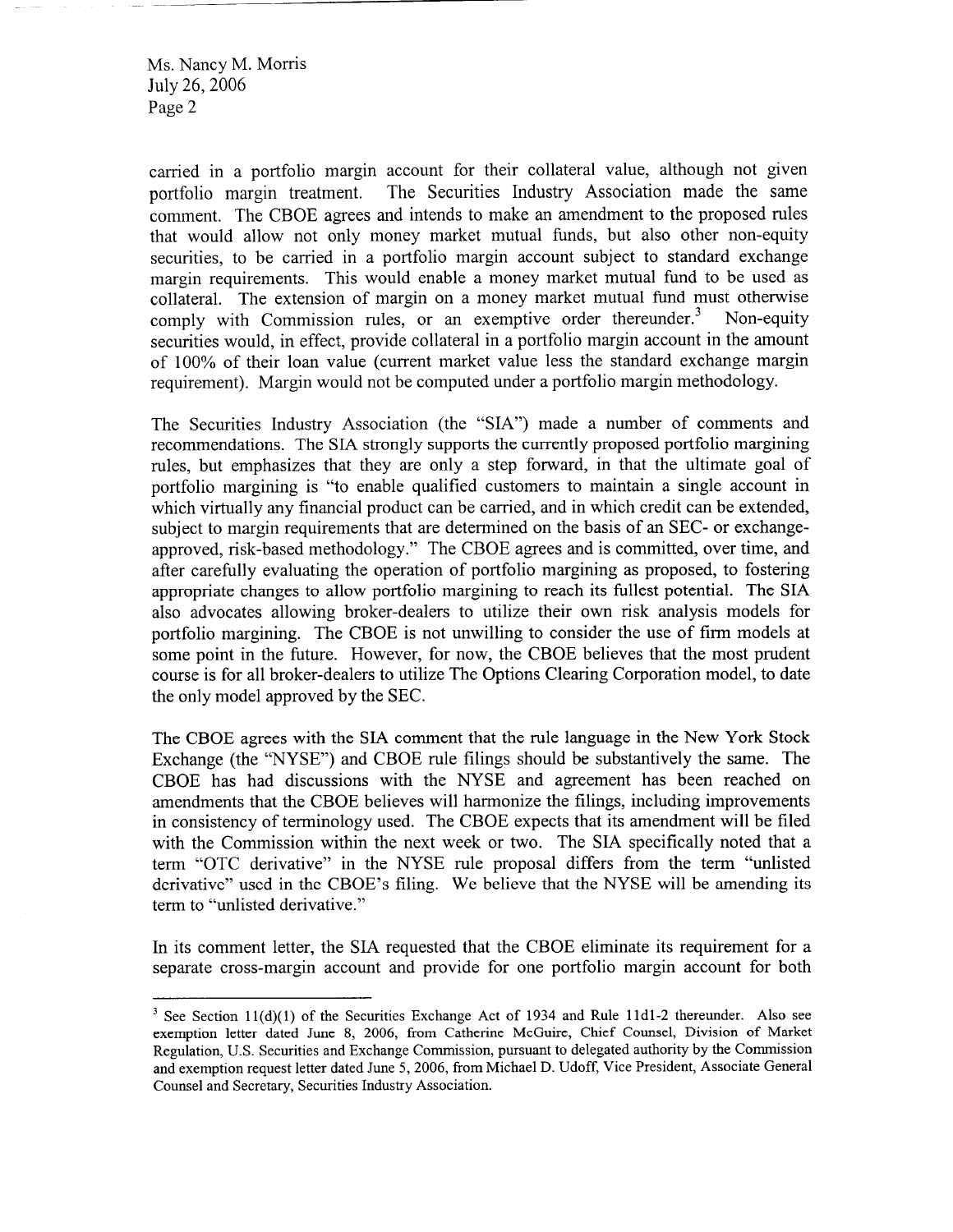carried in a portfolio margin account for their collateral value, although not given portfolio margin treatment. The Securities Industry Association made the same comment. The CBOE agrees and intends to make an amendment to the proposed rules that would allow not only money market mutual funds, but also other non-equity securities, to be carried in a portfolio margin account subject to standard exchange margin requirements. This would enable a money market mutual fund to be used as collateral. The extension of margin on a money market mutual fund must otherwise comply with Commission rules, or an exemptive order thereunder.[3] Non-equity securities would, in effect, provide collateral in a portfolio margin account in the amount of 100% of their loan value (current market value less the standard exchange margin requirement). Margin would not be computed under a portfolio margin methodology.

The Securities Industry Association (the "SIA") made a number of comments and recommendations. The SIA strongly supports the currently proposed portfolio margining rules, but emphasizes that they are only a step forward, in that the ultimate goal of portfolio margining is "to enable qualified customers to maintain a single account in which virtually any financial product can be carried, and in which credit can be extended, subject to margin requirements that are determined on the basis of an SEC- or exchange-approved, risk-based methodology." The CBOE agrees and is committed, over time, and after carefully evaluating the operation of portfolio margining as proposed, to fostering appropriate changes to allow portfolio margining to reach its fullest potential. The SIA also advocates allowing broker-dealers to utilize their own risk analysis models for portfolio margining. The CBOE is not unwilling to consider the use of firm models at some point in the future. However, for now, the CBOE believes that the most prudent course is for all broker-dealers to utilize The Options Clearing Corporation model, to date the only model approved by the SEC.

The CBOE agrees with the SIA comment that the rule language in the New York Stock Exchange (the "NYSE") and CBOE rule filings should be substantively the same. The CBOE has had discussions with the NYSE and agreement has been reached on amendments that the CBOE believes will harmonize the filings, including improvements in consistency of terminology used. The CBOE expects that its amendment will be filed with the Commission within the next week or two. The SIA specifically noted that a term "OTC derivative" in the NYSE rule proposal differs from the term "unlisted derivative" used in the CBOE's filing. We believe that the NYSE will be amending its term to "unlisted derivative."

In its comment letter, the SIA requested that the CBOE eliminate its requirement for a separate cross-margin account and provide for one portfolio margin account for both

---

[3] See Section 11(d)(1) of the Securities Exchange Act of 1934 and Rule 11d1-2 thereunder. Also see exemption letter dated June 8, 2006, from Catherine McGuire, Chief Counsel, Division of Market Regulation, U.S. Securities and Exchange Commission, pursuant to delegated authority by the Commission and exemption request letter dated June 5, 2006, from Michael D. Udoff, Vice President, Associate General Counsel and Secretary, Securities Industry Association.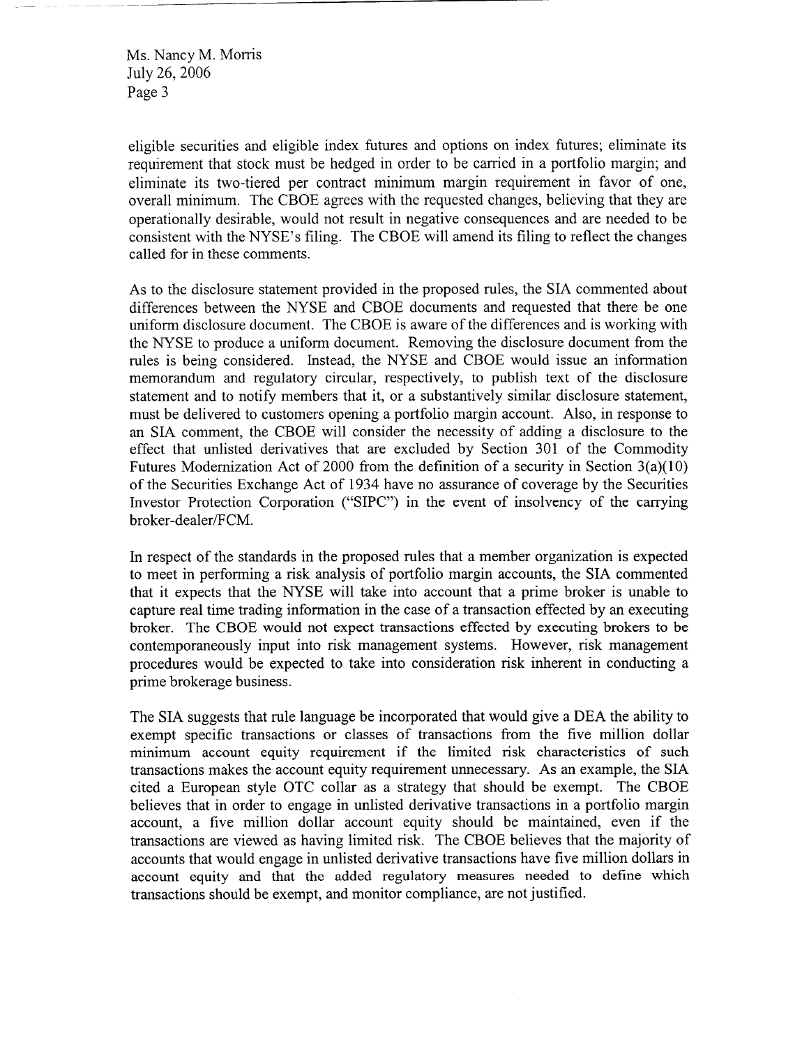eligible securities and eligible index futures and options on index futures; eliminate its requirement that stock must be hedged in order to be carried in a portfolio margin; and eliminate its two-tiered per contract minimum margin requirement in favor of one, overall minimum. The CBOE agrees with the requested changes, believing that they are operationally desirable, would not result in negative consequences and are needed to be consistent with the NYSE's filing. The CBOE will amend its filing to reflect the changes called for in these comments.

As to the disclosure statement provided in the proposed rules, the SIA commented about differences between the NYSE and CBOE documents and requested that there be one uniform disclosure document. The CBOE is aware of the differences and is working with the NYSE to produce a uniform document. Removing the disclosure document from the rules is being considered. Instead, the NYSE and CBOE would issue an information memorandum and regulatory circular, respectively, to publish text of the disclosure statement and to notify members that it, or a substantively similar disclosure statement, must be delivered to customers opening a portfolio margin account. Also, in response to an SIA comment, the CBOE will consider the necessity of adding a disclosure to the effect that unlisted derivatives that are excluded by Section 301 of the Commodity Futures Modernization Act of 2000 from the definition of a security in Section 3(a)(10) of the Securities Exchange Act of 1934 have no assurance of coverage by the Securities Investor Protection Corporation ("SIPC") in the event of insolvency of the carrying broker-dealer/FCM.

In respect of the standards in the proposed rules that a member organization is expected to meet in performing a risk analysis of portfolio margin accounts, the SIA commented that it expects that the NYSE will take into account that a prime broker is unable to capture real time trading information in the case of a transaction effected by an executing broker. The CBOE would not expect transactions effected by executing brokers to be contemporaneously input into risk management systems. However, risk management procedures would be expected to take into consideration risk inherent in conducting a prime brokerage business.

The SIA suggests that rule language be incorporated that would give a DEA the ability to exempt specific transactions or classes of transactions from the five million dollar minimum account equity requirement if the limited risk characteristics of such transactions makes the account equity requirement unnecessary. As an example, the SIA cited a European style OTC collar as a strategy that should be exempt. The CBOE believes that in order to engage in unlisted derivative transactions in a portfolio margin account, a five million dollar account equity should be maintained, even if the transactions are viewed as having limited risk. The CBOE believes that the majority of accounts that would engage in unlisted derivative transactions have five million dollars in account equity and that the added regulatory measures needed to define which transactions should be exempt, and monitor compliance, are not justified.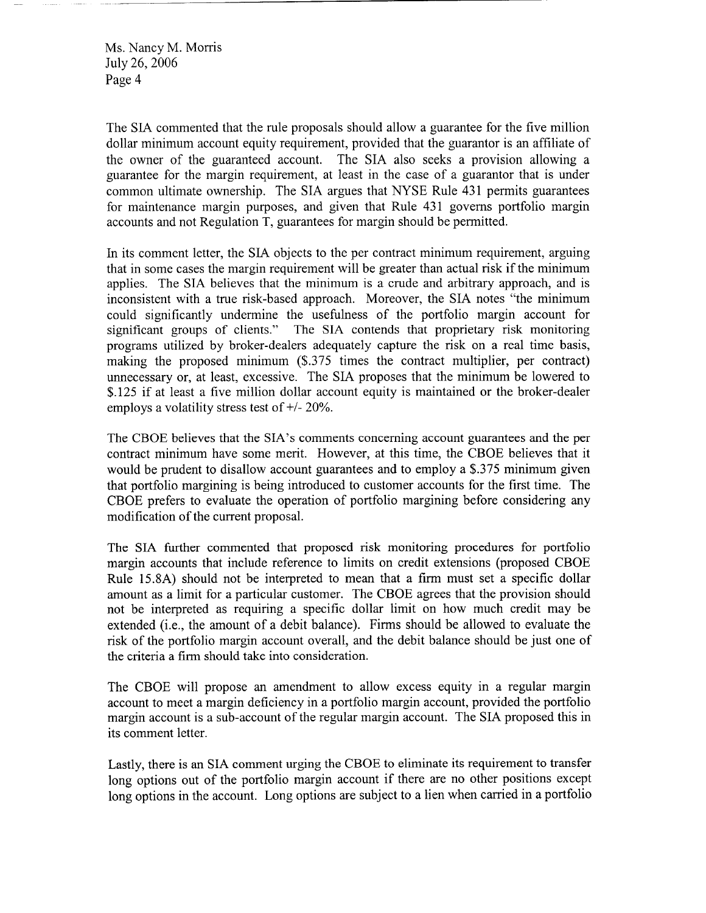The SIA commented that the rule proposals should allow a guarantee for the five million dollar minimum account equity requirement, provided that the guarantor is an affiliate of the owner of the guaranteed account. The SIA also seeks a provision allowing a guarantee for the margin requirement, at least in the case of a guarantor that is under common ultimate ownership. The SIA argues that NYSE Rule 431 permits guarantees for maintenance margin purposes, and given that Rule 431 governs portfolio margin accounts and not Regulation T, guarantees for margin should be permitted.

In its comment letter, the SIA objects to the per contract minimum requirement, arguing that in some cases the margin requirement will be greater than actual risk if the minimum applies. The SIA believes that the minimum is a crude and arbitrary approach, and is inconsistent with a true risk-based approach. Moreover, the SIA notes "the minimum could significantly undermine the usefulness of the portfolio margin account for significant groups of clients." The SIA contends that proprietary risk monitoring programs utilized by broker-dealers adequately capture the risk on a real time basis, making the proposed minimum ($.375 times the contract multiplier, per contract) unnecessary or, at least, excessive. The SIA proposes that the minimum be lowered to $.125 if at least a five million dollar account equity is maintained or the broker-dealer employs a volatility stress test of +/- 20%.

The CBOE believes that the SIA's comments concerning account guarantees and the per contract minimum have some merit. However, at this time, the CBOE believes that it would be prudent to disallow account guarantees and to employ a $.375 minimum given that portfolio margining is being introduced to customer accounts for the first time. The CBOE prefers to evaluate the operation of portfolio margining before considering any modification of the current proposal.

The SIA further commented that proposed risk monitoring procedures for portfolio margin accounts that include reference to limits on credit extensions (proposed CBOE Rule 15.8A) should not be interpreted to mean that a firm must set a specific dollar amount as a limit for a particular customer. The CBOE agrees that the provision should not be interpreted as requiring a specific dollar limit on how much credit may be extended (i.e., the amount of a debit balance). Firms should be allowed to evaluate the risk of the portfolio margin account overall, and the debit balance should be just one of the criteria a firm should take into consideration.

The CBOE will propose an amendment to allow excess equity in a regular margin account to meet a margin deficiency in a portfolio margin account, provided the portfolio margin account is a sub-account of the regular margin account. The SIA proposed this in its comment letter.

Lastly, there is an SIA comment urging the CBOE to eliminate its requirement to transfer long options out of the portfolio margin account if there are no other positions except long options in the account. Long options are subject to a lien when carried in a portfolio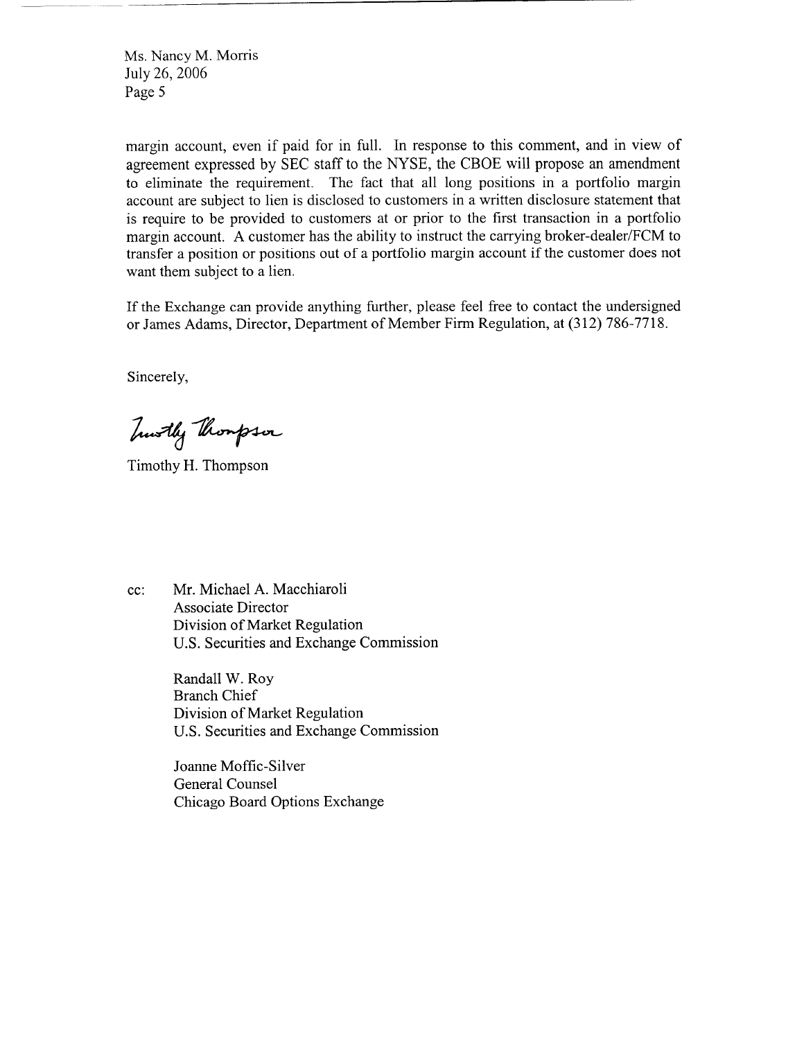margin account, even if paid for in full. In response to this comment, and in view of agreement expressed by SEC staff to the NYSE, the CBOE will propose an amendment to eliminate the requirement. The fact that all long positions in a portfolio margin account are subject to lien is disclosed to customers in a written disclosure statement that is require to be provided to customers at or prior to the first transaction in a portfolio margin account. A customer has the ability to instruct the carrying broker-dealer/FCM to transfer a position or positions out of a portfolio margin account if the customer does not want them subject to a lien.

If the Exchange can provide anything further, please feel free to contact the undersigned or James Adams, Director, Department of Member Firm Regulation, at (312) 786-7718.

Sincerely,

Timothy Thompson

Timothy H. Thompson

cc: Mr. Michael A. Macchiaroli
Associate Director
Division of Market Regulation
U.S. Securities and Exchange Commission

Randall W. Roy
Branch Chief
Division of Market Regulation
U.S. Securities and Exchange Commission

Joanne Moffic-Silver
General Counsel
Chicago Board Options Exchange